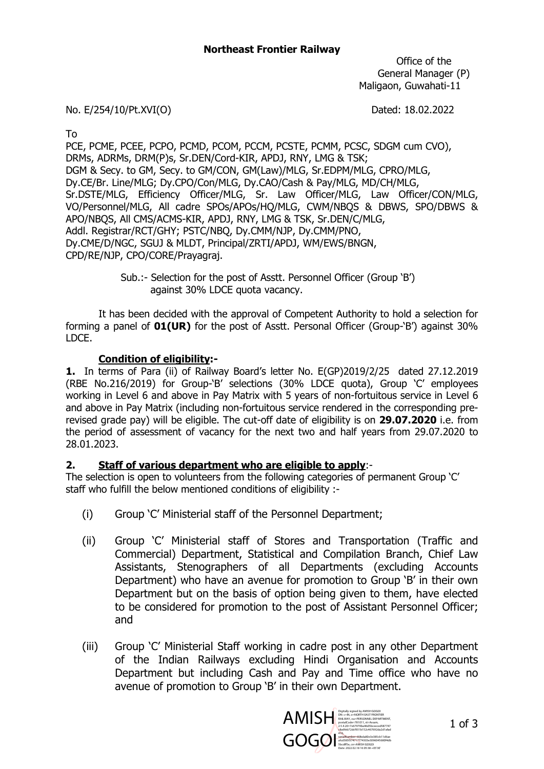**Northeast Frontier Railway**

Office of the
General Manager (P)
Maligaon, Guwahati-11

No. E/254/10/Pt.XVI(O) Dated: 18.02.2022

To
PCE, PCME, PCEE, PCPO, PCMD, PCOM, PCCM, PCSTE, PCMM, PCSC, SDGM cum CVO), DRMs, ADRMs, DRM(P)s, Sr.DEN/Cord-KIR, APDJ, RNY, LMG & TSK;
DGM & Secy. to GM, Secy. to GM/CON, GM(Law)/MLG, Sr.EDPM/MLG, CPRO/MLG, Dy.CE/Br. Line/MLG; Dy.CPO/Con/MLG, Dy.CAO/Cash & Pay/MLG, MD/CH/MLG, Sr.DSTE/MLG, Efficiency Officer/MLG, Sr. Law Officer/MLG, Law Officer/CON/MLG, VO/Personnel/MLG, All cadre SPOs/APOs/HQ/MLG, CWM/NBQS & DBWS, SPO/DBWS & APO/NBQS, All CMS/ACMS-KIR, APDJ, RNY, LMG & TSK, Sr.DEN/C/MLG, Addl. Registrar/RCT/GHY; PSTC/NBQ, Dy.CMM/NJP, Dy.CMM/PNO, Dy.CME/D/NGC, SGUJ & MLDT, Principal/ZRTI/APDJ, WM/EWS/BNGN, CPD/RE/NJP, CPO/CORE/Prayagraj.

Sub.:- Selection for the post of Asstt. Personnel Officer (Group 'B') against 30% LDCE quota vacancy.

It has been decided with the approval of Competent Authority to hold a selection for forming a panel of **01(UR)** for the post of Asstt. Personal Officer (Group-'B') against 30% LDCE.

**Condition of eligibility:-**

**1.** In terms of Para (ii) of Railway Board's letter No. E(GP)2019/2/25 dated 27.12.2019 (RBE No.216/2019) for Group-'B' selections (30% LDCE quota), Group 'C' employees working in Level 6 and above in Pay Matrix with 5 years of non-fortuitous service in Level 6 and above in Pay Matrix (including non-fortuitous service rendered in the corresponding pre-revised grade pay) will be eligible. The cut-off date of eligibility is on **29.07.2020** i.e. from the period of assessment of vacancy for the next two and half years from 29.07.2020 to 28.01.2023.

**2. Staff of various department who are eligible to apply**:-

The selection is open to volunteers from the following categories of permanent Group 'C' staff who fulfill the below mentioned conditions of eligibility :-

(i) Group 'C' Ministerial staff of the Personnel Department;

(ii) Group 'C' Ministerial staff of Stores and Transportation (Traffic and Commercial) Department, Statistical and Compilation Branch, Chief Law Assistants, Stenographers of all Departments (excluding Accounts Department) who have an avenue for promotion to Group 'B' in their own Department but on the basis of option being given to them, have elected to be considered for promotion to the post of Assistant Personnel Officer; and

(iii) Group 'C' Ministerial Staff working in cadre post in any other Department of the Indian Railways excluding Hindi Organisation and Accounts Department but including Cash and Pay and Time office who have no avenue of promotion to Group 'B' in their own Department.

AMISH GOGOI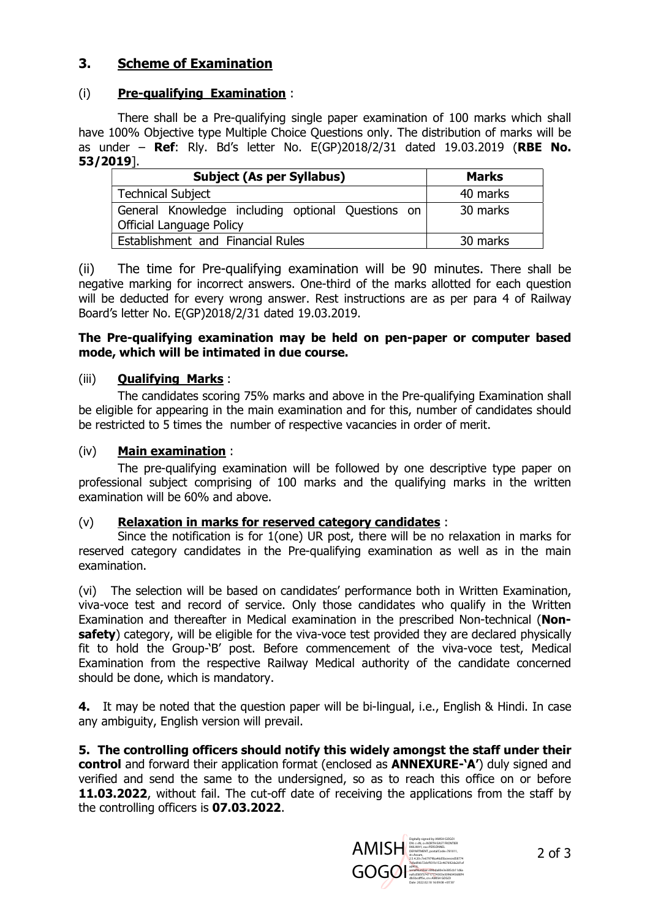## 3. Scheme of Examination

(i) **Pre-qualifying Examination** :

There shall be a Pre-qualifying single paper examination of 100 marks which shall have 100% Objective type Multiple Choice Questions only. The distribution of marks will be as under – **Ref**: Rly. Bd's letter No. E(GP)2018/2/31 dated 19.03.2019 (**RBE No. 53/2019**].

| Subject (As per Syllabus) | Marks |
|---|---|
| Technical Subject | 40 marks |
| General Knowledge including optional Questions on Official Language Policy | 30 marks |
| Establishment and Financial Rules | 30 marks |

(ii) The time for Pre-qualifying examination will be 90 minutes. There shall be negative marking for incorrect answers. One-third of the marks allotted for each question will be deducted for every wrong answer. Rest instructions are as per para 4 of Railway Board's letter No. E(GP)2018/2/31 dated 19.03.2019.

**The Pre-qualifying examination may be held on pen-paper or computer based mode, which will be intimated in due course.**

(iii) **Qualifying Marks** :

The candidates scoring 75% marks and above in the Pre-qualifying Examination shall be eligible for appearing in the main examination and for this, number of candidates should be restricted to 5 times the number of respective vacancies in order of merit.

(iv) **Main examination** :

The pre-qualifying examination will be followed by one descriptive type paper on professional subject comprising of 100 marks and the qualifying marks in the written examination will be 60% and above.

(v) **Relaxation in marks for reserved category candidates** :

Since the notification is for 1(one) UR post, there will be no relaxation in marks for reserved category candidates in the Pre-qualifying examination as well as in the main examination.

(vi) The selection will be based on candidates' performance both in Written Examination, viva-voce test and record of service. Only those candidates who qualify in the Written Examination and thereafter in Medical examination in the prescribed Non-technical (**Non-safety**) category, will be eligible for the viva-voce test provided they are declared physically fit to hold the Group-'B' post. Before commencement of the viva-voce test, Medical Examination from the respective Railway Medical authority of the candidate concerned should be done, which is mandatory.

**4.** It may be noted that the question paper will be bi-lingual, i.e., English & Hindi. In case any ambiguity, English version will prevail.

**5. The controlling officers should notify this widely amongst the staff under their control** and forward their application format (enclosed as **ANNEXURE-'A'**) duly signed and verified and send the same to the undersigned, so as to reach this office on or before **11.03.2022**, without fail. The cut-off date of receiving the applications from the staff by the controlling officers is **07.03.2022**.

AMISH GOGOI

Digitally signed by AMISH GOGOI
Date: 2022.02.18 16:39:08 +05'30'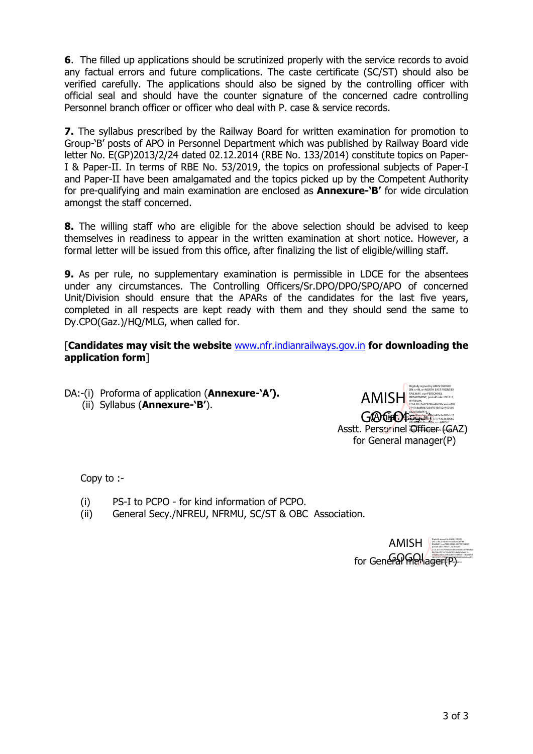**6**. The filled up applications should be scrutinized properly with the service records to avoid any factual errors and future complications. The caste certificate (SC/ST) should also be verified carefully. The applications should also be signed by the controlling officer with official seal and should have the counter signature of the concerned cadre controlling Personnel branch officer or officer who deal with P. case & service records.

**7.** The syllabus prescribed by the Railway Board for written examination for promotion to Group-'B' posts of APO in Personnel Department which was published by Railway Board vide letter No. E(GP)2013/2/24 dated 02.12.2014 (RBE No. 133/2014) constitute topics on Paper-I & Paper-II. In terms of RBE No. 53/2019, the topics on professional subjects of Paper-I and Paper-II have been amalgamated and the topics picked up by the Competent Authority for pre-qualifying and main examination are enclosed as **Annexure-'B'** for wide circulation amongst the staff concerned.

**8.** The willing staff who are eligible for the above selection should be advised to keep themselves in readiness to appear in the written examination at short notice. However, a formal letter will be issued from this office, after finalizing the list of eligible/willing staff.

**9.** As per rule, no supplementary examination is permissible in LDCE for the absentees under any circumstances. The Controlling Officers/Sr.DPO/DPO/SPO/APO of concerned Unit/Division should ensure that the APARs of the candidates for the last five years, completed in all respects are kept ready with them and they should send the same to Dy.CPO(Gaz.)/HQ/MLG, when called for.

[**Candidates may visit the website** www.nfr.indianrailways.gov.in **for downloading the application form**]

DA:-(i) Proforma of application (**Annexure-'A').**
(ii) Syllabus (**Annexure-'B'**).

AMISH GOGOI
(Amish Gogoi)
Asstt. Personnel Officer (GAZ)
for General manager(P)

Copy to :-

(i) PS-I to PCPO - for kind information of PCPO.
(ii) General Secy./NFREU, NFRMU, SC/ST & OBC Association.

AMISH GOGOI
for General manager(P)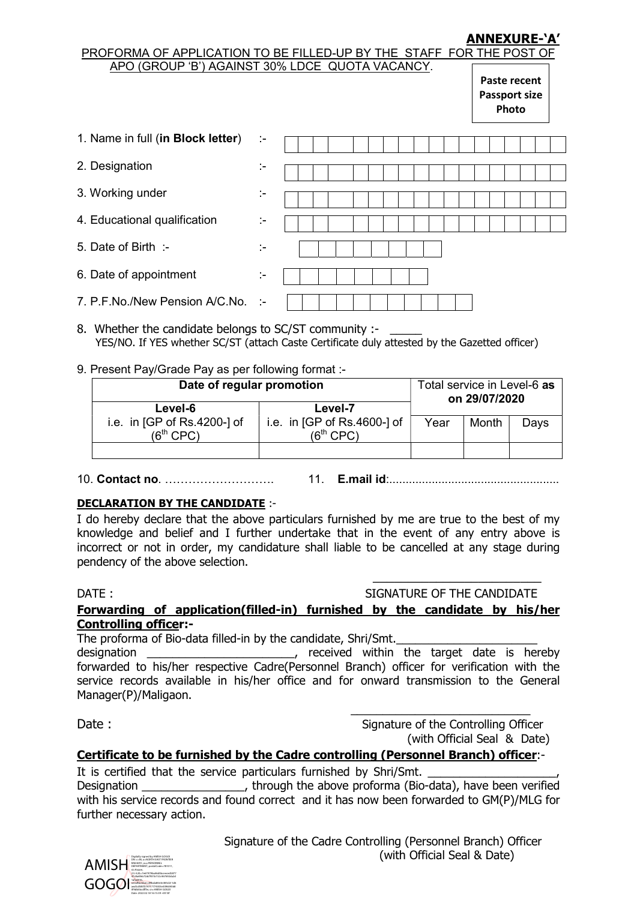**ANNEXURE-'A'**

PROFORMA OF APPLICATION TO BE FILLED-UP BY THE STAFF FOR THE POST OF APO (GROUP 'B') AGAINST 30% LDCE QUOTA VACANCY.

**Paste recent Passport size Photo**

1. Name in full (**in Block letter**) :-
2. Designation :-
3. Working under :-
4. Educational qualification :-
5. Date of Birth :- :-
6. Date of appointment :-
7. P.F.No./New Pension A/C.No. :-
8. Whether the candidate belongs to SC/ST community :- _____
   YES/NO. If YES whether SC/ST (attach Caste Certificate duly attested by the Gazetted officer)
9. Present Pay/Grade Pay as per following format :-

| **Date of regular promotion** | | **Total service in Level-6 as on 29/07/2020** | | |
|---|---|---|---|---|
| **Level-6** i.e. in [GP of Rs.4200-] of (6th CPC) | **Level-7** i.e. in [GP of Rs.4600-] of (6th CPC) | Year | Month | Days |
| | | | | |

10. **Contact no**. ………………………. 11. **E.mail id**:……………………………………………

**DECLARATION BY THE CANDIDATE** :-

I do hereby declare that the above particulars furnished by me are true to the best of my knowledge and belief and I further undertake that in the event of any entry above is incorrect or not in order, my candidature shall liable to be cancelled at any stage during pendency of the above selection.

DATE :

SIGNATURE OF THE CANDIDATE

**Forwarding of application(filled-in) furnished by the candidate by his/her Controlling officer:-**

The proforma of Bio-data filled-in by the candidate, Shri/Smt.______________________ designation _______________________, received within the target date is hereby forwarded to his/her respective Cadre(Personnel Branch) officer for verification with the service records available in his/her office and for onward transmission to the General Manager(P)/Maligaon.

Date :

Signature of the Controlling Officer (with Official Seal & Date)

**Certificate to be furnished by the Cadre controlling (Personnel Branch) officer**:-

It is certified that the service particulars furnished by Shri/Smt. ____________________, Designation ________________, through the above proforma (Bio-data), have been verified with his service records and found correct and it has now been forwarded to GM(P)/MLG for further necessary action.

Signature of the Cadre Controlling (Personnel Branch) Officer (with Official Seal & Date)

AMISH GOGOI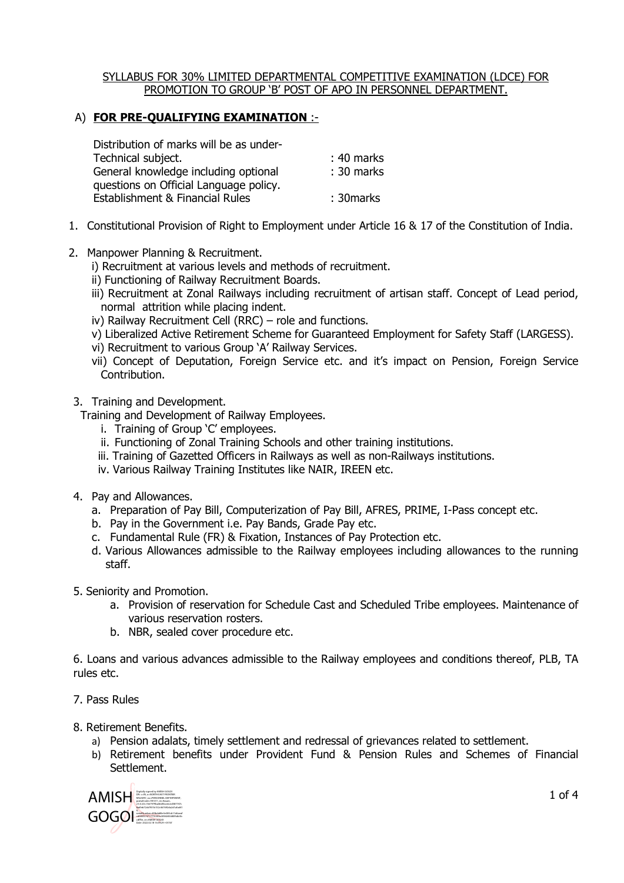SYLLABUS FOR 30% LIMITED DEPARTMENTAL COMPETITIVE EXAMINATION (LDCE) FOR PROMOTION TO GROUP 'B' POST OF APO IN PERSONNEL DEPARTMENT.

A) **FOR PRE-QUALIFYING EXAMINATION** :-

| Distribution of marks will be as under- | |
|---|---|
| Technical subject. | : 40 marks |
| General knowledge including optional questions on Official Language policy. | : 30 marks |
| Establishment & Financial Rules | : 30marks |

1. Constitutional Provision of Right to Employment under Article 16 & 17 of the Constitution of India.

2. Manpower Planning & Recruitment.
   i) Recruitment at various levels and methods of recruitment.
   ii) Functioning of Railway Recruitment Boards.
   iii) Recruitment at Zonal Railways including recruitment of artisan staff. Concept of Lead period, normal attrition while placing indent.
   iv) Railway Recruitment Cell (RRC) – role and functions.
   v) Liberalized Active Retirement Scheme for Guaranteed Employment for Safety Staff (LARGESS).
   vi) Recruitment to various Group 'A' Railway Services.
   vii) Concept of Deputation, Foreign Service etc. and it's impact on Pension, Foreign Service Contribution.

3. Training and Development.
   Training and Development of Railway Employees.
   i. Training of Group 'C' employees.
   ii. Functioning of Zonal Training Schools and other training institutions.
   iii. Training of Gazetted Officers in Railways as well as non-Railways institutions.
   iv. Various Railway Training Institutes like NAIR, IREEN etc.

4. Pay and Allowances.
   a. Preparation of Pay Bill, Computerization of Pay Bill, AFRES, PRIME, I-Pass concept etc.
   b. Pay in the Government i.e. Pay Bands, Grade Pay etc.
   c. Fundamental Rule (FR) & Fixation, Instances of Pay Protection etc.
   d. Various Allowances admissible to the Railway employees including allowances to the running staff.

5. Seniority and Promotion.
   a. Provision of reservation for Schedule Cast and Scheduled Tribe employees. Maintenance of various reservation rosters.
   b. NBR, sealed cover procedure etc.

6. Loans and various advances admissible to the Railway employees and conditions thereof, PLB, TA rules etc.

7. Pass Rules

8. Retirement Benefits.
   a) Pension adalats, timely settlement and redressal of grievances related to settlement.
   b) Retirement benefits under Provident Fund & Pension Rules and Schemes of Financial Settlement.

AMISH GOGOI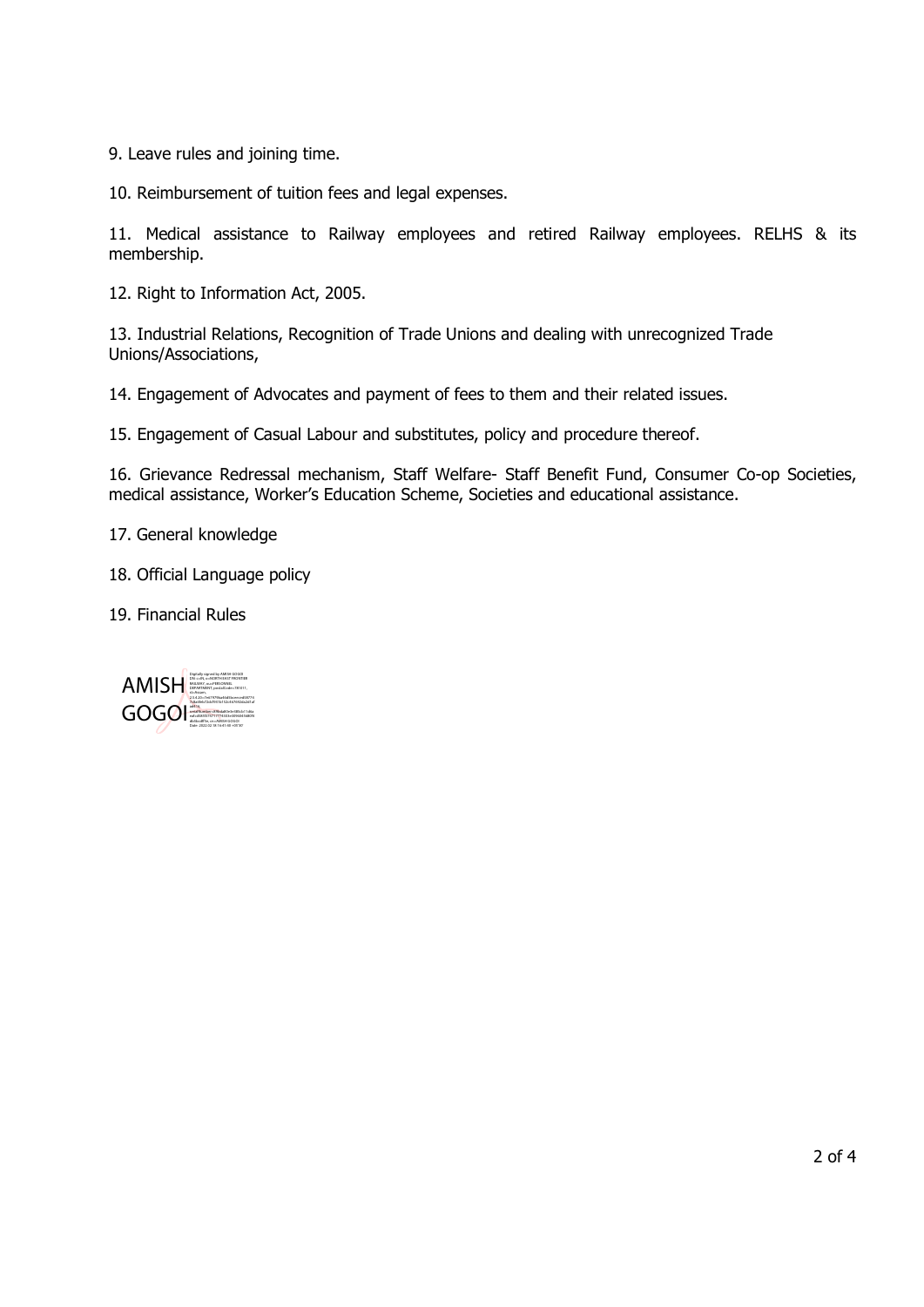9. Leave rules and joining time.

10. Reimbursement of tuition fees and legal expenses.

11. Medical assistance to Railway employees and retired Railway employees. RELHS & its membership.

12. Right to Information Act, 2005.

13. Industrial Relations, Recognition of Trade Unions and dealing with unrecognized Trade Unions/Associations,

14. Engagement of Advocates and payment of fees to them and their related issues.

15. Engagement of Casual Labour and substitutes, policy and procedure thereof.

16. Grievance Redressal mechanism, Staff Welfare- Staff Benefit Fund, Consumer Co-op Societies, medical assistance, Worker's Education Scheme, Societies and educational assistance.

17. General knowledge

18. Official Language policy

19. Financial Rules

AMISH GOGOI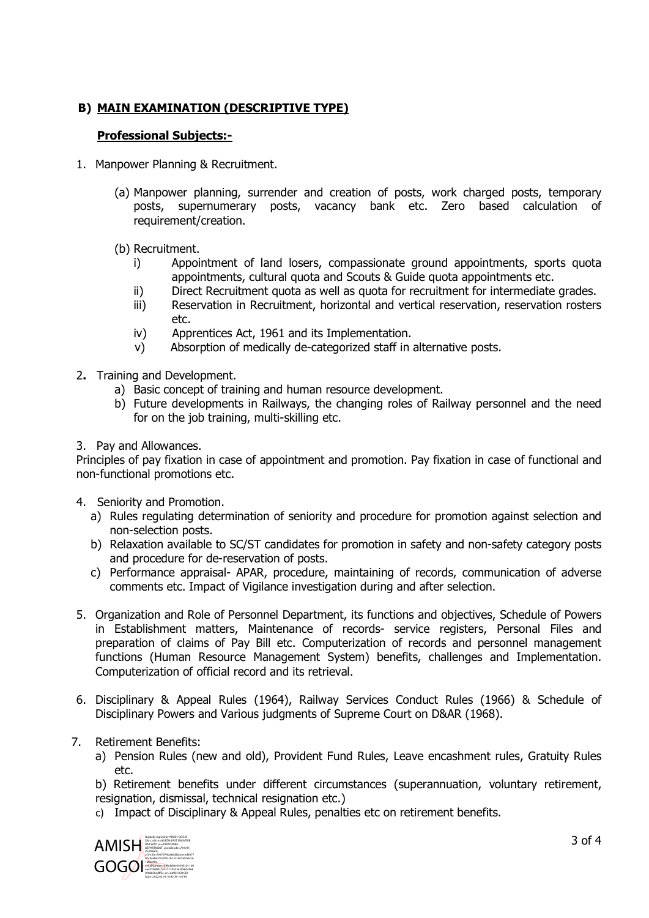## **B) MAIN EXAMINATION (DESCRIPTIVE TYPE)**

### **Professional Subjects:-**

1. Manpower Planning & Recruitment.

   (a) Manpower planning, surrender and creation of posts, work charged posts, temporary posts, supernumerary posts, vacancy bank etc. Zero based calculation of requirement/creation.

   (b) Recruitment.
      i) Appointment of land losers, compassionate ground appointments, sports quota appointments, cultural quota and Scouts & Guide quota appointments etc.
      ii) Direct Recruitment quota as well as quota for recruitment for intermediate grades.
      iii) Reservation in Recruitment, horizontal and vertical reservation, reservation rosters etc.
      iv) Apprentices Act, 1961 and its Implementation.
      v) Absorption of medically de-categorized staff in alternative posts.

2. Training and Development.
   a) Basic concept of training and human resource development.
   b) Future developments in Railways, the changing roles of Railway personnel and the need for on the job training, multi-skilling etc.

3. Pay and Allowances.

Principles of pay fixation in case of appointment and promotion. Pay fixation in case of functional and non-functional promotions etc.

4. Seniority and Promotion.
   a) Rules regulating determination of seniority and procedure for promotion against selection and non-selection posts.
   b) Relaxation available to SC/ST candidates for promotion in safety and non-safety category posts and procedure for de-reservation of posts.
   c) Performance appraisal- APAR, procedure, maintaining of records, communication of adverse comments etc. Impact of Vigilance investigation during and after selection.

5. Organization and Role of Personnel Department, its functions and objectives, Schedule of Powers in Establishment matters, Maintenance of records- service registers, Personal Files and preparation of claims of Pay Bill etc. Computerization of records and personnel management functions (Human Resource Management System) benefits, challenges and Implementation. Computerization of official record and its retrieval.

6. Disciplinary & Appeal Rules (1964), Railway Services Conduct Rules (1966) & Schedule of Disciplinary Powers and Various judgments of Supreme Court on D&AR (1968).

7. Retirement Benefits:
   a) Pension Rules (new and old), Provident Fund Rules, Leave encashment rules, Gratuity Rules etc.

   b) Retirement benefits under different circumstances (superannuation, voluntary retirement, resignation, dismissal, technical resignation etc.)

   c) Impact of Disciplinary & Appeal Rules, penalties etc on retirement benefits.

AMISH GOGOI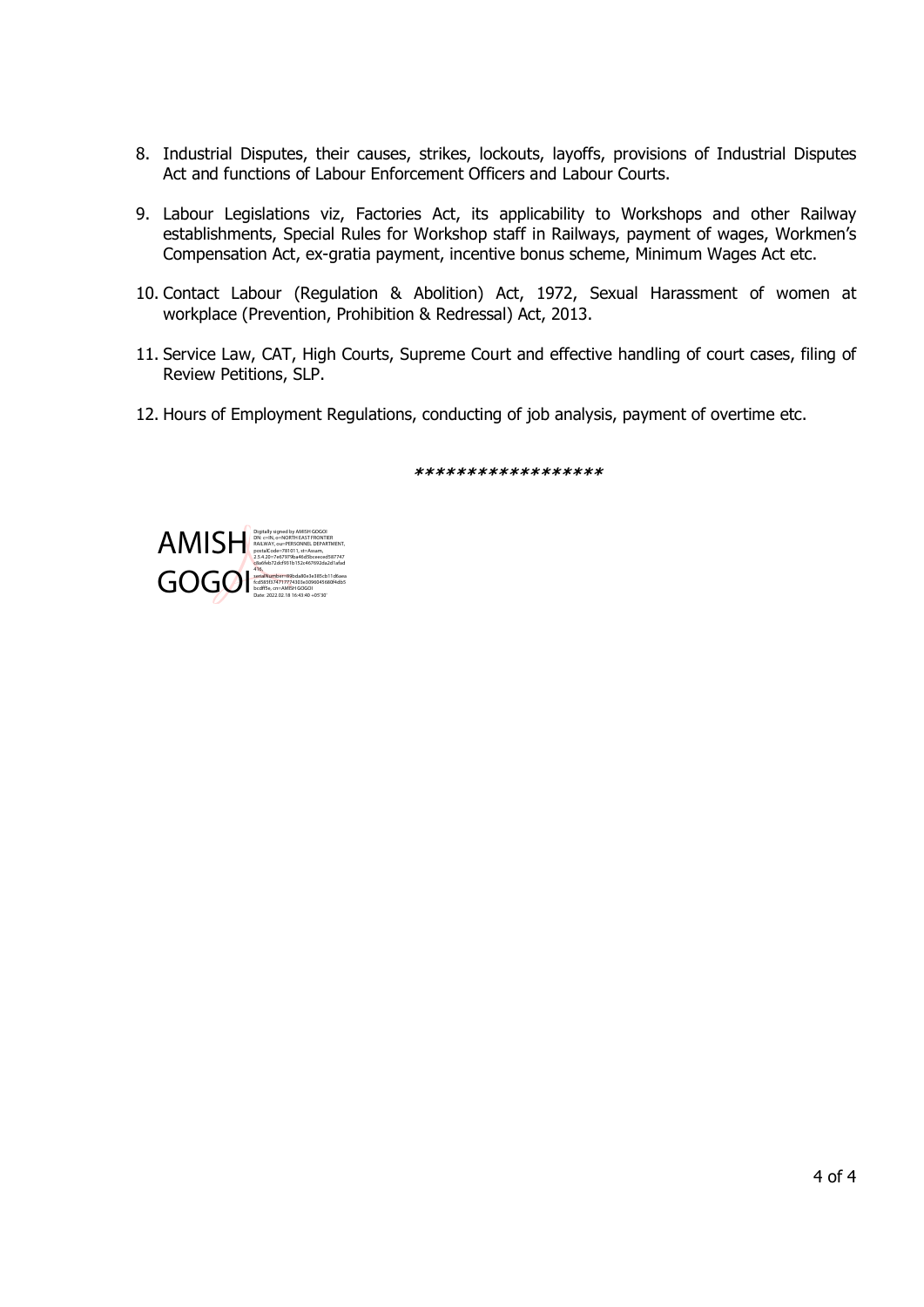8. Industrial Disputes, their causes, strikes, lockouts, layoffs, provisions of Industrial Disputes Act and functions of Labour Enforcement Officers and Labour Courts.

9. Labour Legislations viz, Factories Act, its applicability to Workshops and other Railway establishments, Special Rules for Workshop staff in Railways, payment of wages, Workmen's Compensation Act, ex-gratia payment, incentive bonus scheme, Minimum Wages Act etc.

10. Contact Labour (Regulation & Abolition) Act, 1972, Sexual Harassment of women at workplace (Prevention, Prohibition & Redressal) Act, 2013.

11. Service Law, CAT, High Courts, Supreme Court and effective handling of court cases, filing of Review Petitions, SLP.

12. Hours of Employment Regulations, conducting of job analysis, payment of overtime etc.

*****************

AMISH GOGOI

Digitally signed by AMISH GOGOI
DN: c=IN, o=NORTH EAST FRONTIER RAILWAY, ou=PERSONNEL DEPARTMENT, postalCode=781011, st=Assam, 2.5.4.20=7e67979ba46d5bceecd587747c8a6feb72dcf951b152c467692da2d1afad416, serialNumber=88bda80e3e385cb11d6aeafcd585f3747f17774303e3096045680f4db5bcdff5e, cn=AMISH GOGOI
Date: 2022.02.18 16:43:40 +05'30'